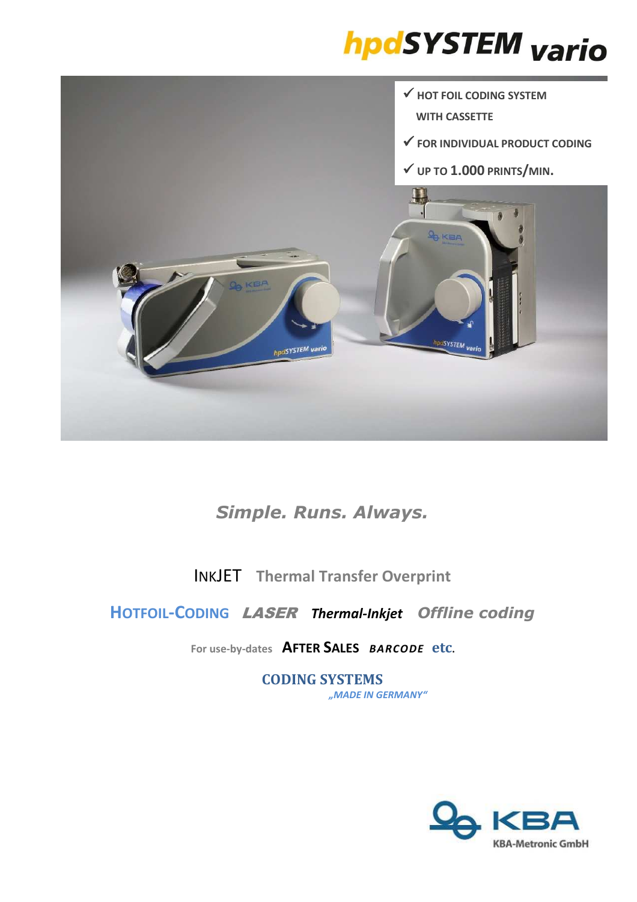# hpdSYSTEM vario

- ✓ HOT FOIL CODING SYSTEM WITH CASSETTE
- ✓ FOR INDIVIDUAL PRODUCT CODING
- ✓ UP TO **1.000** PRINTS/MIN.

*Simple. Runs. Always.*

INKJET **Thermal Transfer Overprint**

**HOTFOIL-CODING** ***LASER*** ***Thermal-Inkjet*** ***Offline coding***

**For use-by-dates** **AFTER SALES** ***BARCODE*** **etc.**

**CODING SYSTEMS**
*„MADE IN GERMANY"*

KBA
KBA-Metronic GmbH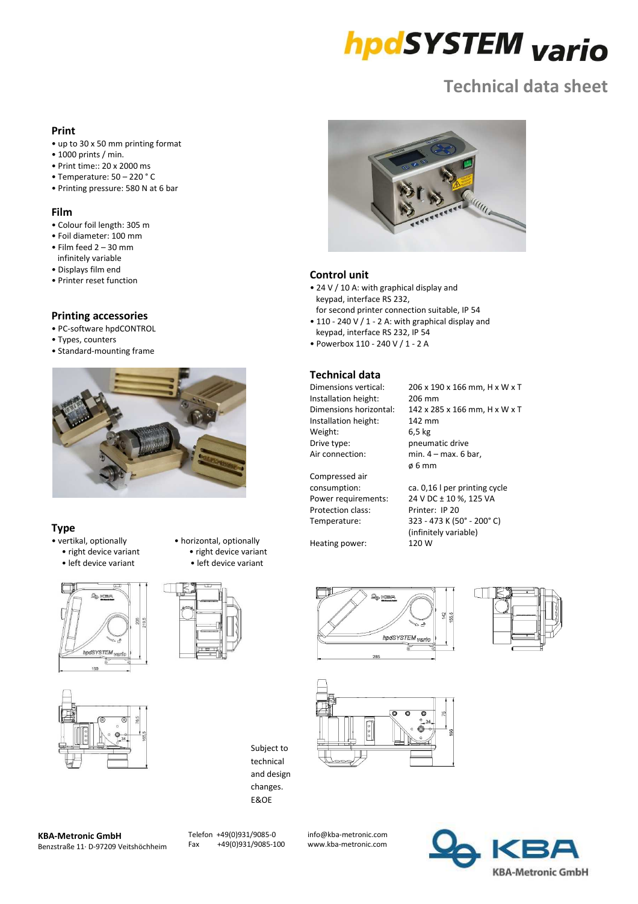# hpdSYSTEM vario

## Technical data sheet

### Print

- up to 30 x 50 mm printing format
- 1000 prints / min.
- Print time:: 20 x 2000 ms
- Temperature: 50 – 220 ° C
- Printing pressure: 580 N at 6 bar

### Film

- Colour foil length: 305 m
- Foil diameter: 100 mm
- Film feed 2 – 30 mm infinitely variable
- Displays film end
- Printer reset function

### Printing accessories

- PC-software hpdCONTROL
- Types, counters
- Standard-mounting frame

### Type

- vertikal, optionally
  - right device variant
  - left device variant
- horizontal, optionally
  - right device variant
  - left device variant

### Control unit

- 24 V / 10 A: with graphical display and keypad, interface RS 232, for second printer connection suitable, IP 54
- 110 - 240 V / 1 - 2 A: with graphical display and keypad, interface RS 232, IP 54
- Powerbox 110 - 240 V / 1 - 2 A

### Technical data

| | |
|---|---|
| Dimensions vertical: | 206 x 190 x 166 mm, H x W x T |
| Installation height: | 206 mm |
| Dimensions horizontal: | 142 x 285 x 166 mm, H x W x T |
| Installation height: | 142 mm |
| Weight: | 6,5 kg |
| Drive type: | pneumatic drive |
| Air connection: | min. 4 – max. 6 bar, ø 6 mm |
| Compressed air consumption: | ca. 0,16 l per printing cycle |
| Power requirements: | 24 V DC ± 10 %, 125 VA |
| Protection class: | Printer: IP 20 |
| Temperature: | 323 - 473 K (50° - 200° C) (infinitely variable) |
| Heating power: | 120 W |

206
219,5
190
hpdSYSTEM vario

76,5
165,5
34

142
155,5
285
hpdSYSTEM vario

75
166
34

Subject to technical and design changes. E&OE

**KBA-Metronic GmbH**
Benzstraße 11· D-97209 Veitshöchheim

Telefon +49(0)931/9085-0
Fax +49(0)931/9085-100

info@kba-metronic.com
www.kba-metronic.com

KBA
KBA-Metronic GmbH